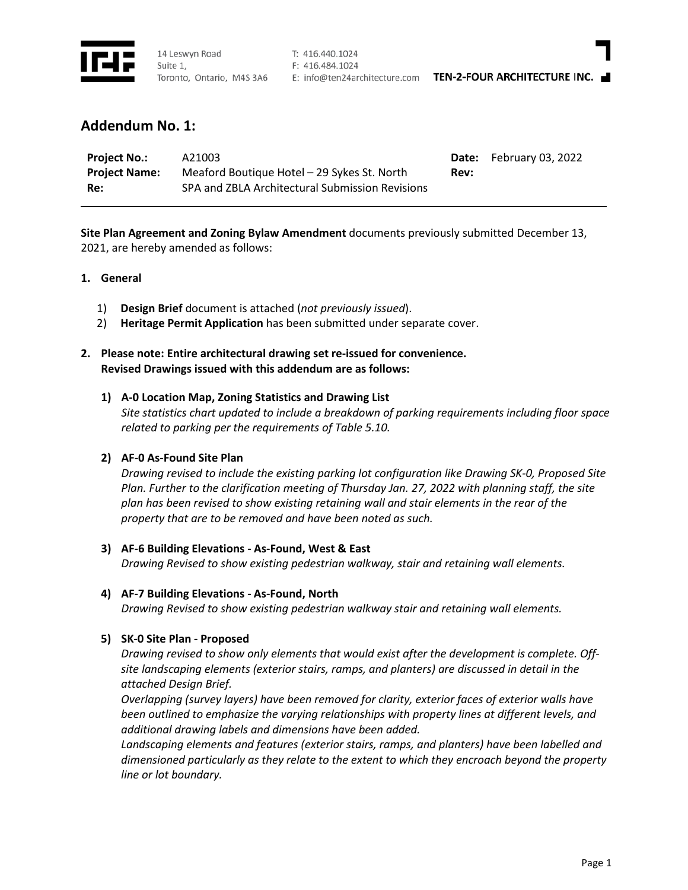14 Leswyn Road
Suite 1,
Toronto, Ontario, M4S 3A6

T: 416.440.1024
F: 416.484.1024
E: info@ten24architecture.com

**TEN-2-FOUR ARCHITECTURE INC.**

## Addendum No. 1:

| | | | |
|---|---|---|---|
| **Project No.:** | A21003 | **Date:** | February 03, 2022 |
| **Project Name:** | Meaford Boutique Hotel – 29 Sykes St. North | **Rev:** | |
| **Re:** | SPA and ZBLA Architectural Submission Revisions | | |

**Site Plan Agreement and Zoning Bylaw Amendment** documents previously submitted December 13, 2021, are hereby amended as follows:

**1. General**

1) **Design Brief** document is attached (*not previously issued*).
2) **Heritage Permit Application** has been submitted under separate cover.

**2. Please note: Entire architectural drawing set re-issued for convenience.**
**Revised Drawings issued with this addendum are as follows:**

**1) A-0 Location Map, Zoning Statistics and Drawing List**
*Site statistics chart updated to include a breakdown of parking requirements including floor space related to parking per the requirements of Table 5.10.*

**2) AF-0 As-Found Site Plan**
*Drawing revised to include the existing parking lot configuration like Drawing SK-0, Proposed Site Plan. Further to the clarification meeting of Thursday Jan. 27, 2022 with planning staff, the site plan has been revised to show existing retaining wall and stair elements in the rear of the property that are to be removed and have been noted as such.*

**3) AF-6 Building Elevations - As-Found, West & East**
*Drawing Revised to show existing pedestrian walkway, stair and retaining wall elements.*

**4) AF-7 Building Elevations - As-Found, North**
*Drawing Revised to show existing pedestrian walkway stair and retaining wall elements.*

**5) SK-0 Site Plan - Proposed**
*Drawing revised to show only elements that would exist after the development is complete. Off-site landscaping elements (exterior stairs, ramps, and planters) are discussed in detail in the attached Design Brief.*
*Overlapping (survey layers) have been removed for clarity, exterior faces of exterior walls have been outlined to emphasize the varying relationships with property lines at different levels, and additional drawing labels and dimensions have been added.*
*Landscaping elements and features (exterior stairs, ramps, and planters) have been labelled and dimensioned particularly as they relate to the extent to which they encroach beyond the property line or lot boundary.*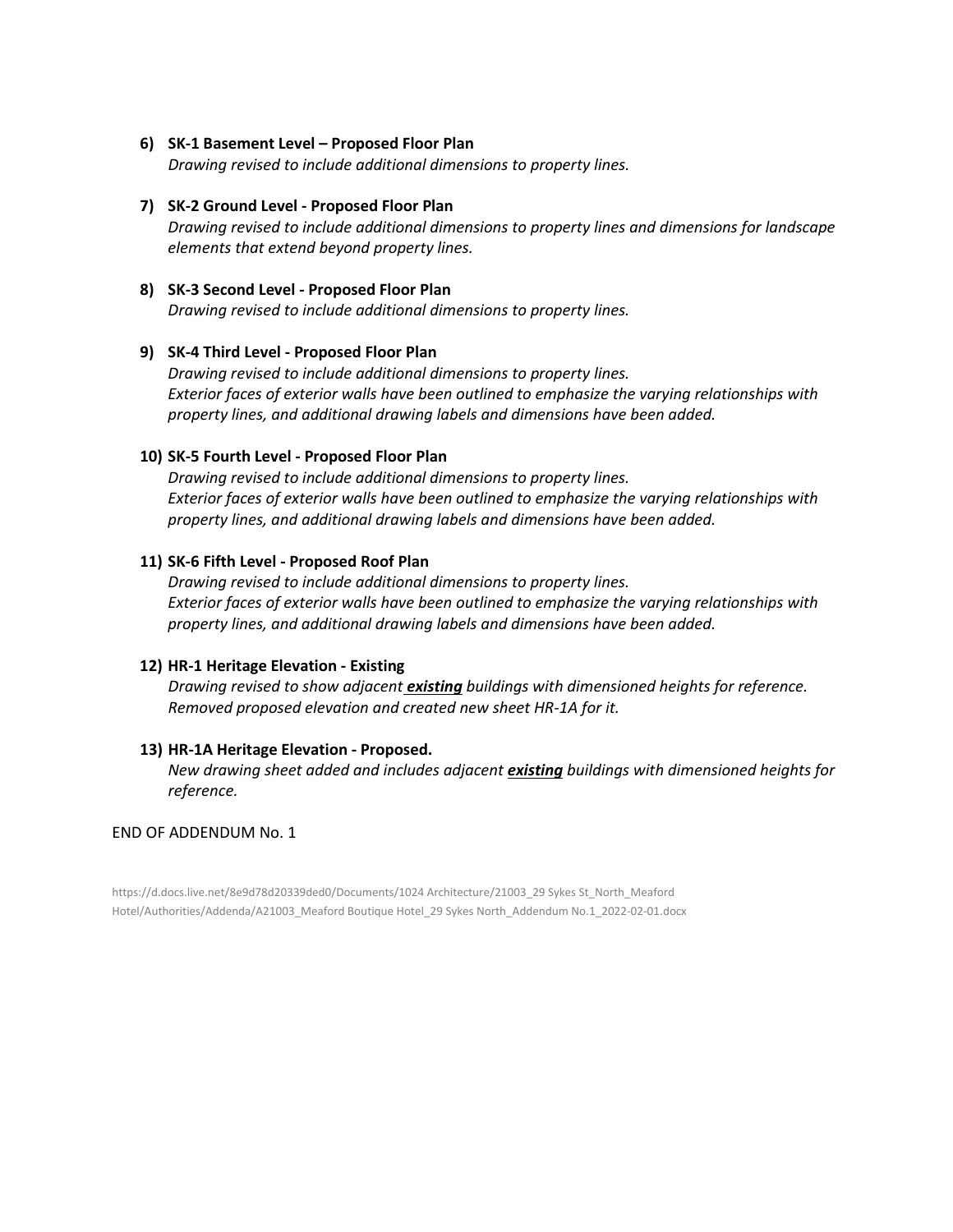6) **SK-1 Basement Level – Proposed Floor Plan**
   *Drawing revised to include additional dimensions to property lines.*

7) **SK-2 Ground Level - Proposed Floor Plan**
   *Drawing revised to include additional dimensions to property lines and dimensions for landscape elements that extend beyond property lines.*

8) **SK-3 Second Level - Proposed Floor Plan**
   *Drawing revised to include additional dimensions to property lines.*

9) **SK-4 Third Level - Proposed Floor Plan**
   *Drawing revised to include additional dimensions to property lines.*
   *Exterior faces of exterior walls have been outlined to emphasize the varying relationships with property lines, and additional drawing labels and dimensions have been added.*

10) **SK-5 Fourth Level - Proposed Floor Plan**
    *Drawing revised to include additional dimensions to property lines.*
    *Exterior faces of exterior walls have been outlined to emphasize the varying relationships with property lines, and additional drawing labels and dimensions have been added.*

11) **SK-6 Fifth Level - Proposed Roof Plan**
    *Drawing revised to include additional dimensions to property lines.*
    *Exterior faces of exterior walls have been outlined to emphasize the varying relationships with property lines, and additional drawing labels and dimensions have been added.*

12) **HR-1 Heritage Elevation - Existing**
    *Drawing revised to show adjacent* ***existing*** *buildings with dimensioned heights for reference.*
    *Removed proposed elevation and created new sheet HR-1A for it.*

13) **HR-1A Heritage Elevation - Proposed.**
    *New drawing sheet added and includes adjacent* ***existing*** *buildings with dimensioned heights for reference.*

END OF ADDENDUM No. 1

https://d.docs.live.net/8e9d78d20339ded0/Documents/1024 Architecture/21003_29 Sykes St_North_Meaford Hotel/Authorities/Addenda/A21003_Meaford Boutique Hotel_29 Sykes North_Addendum No.1_2022-02-01.docx